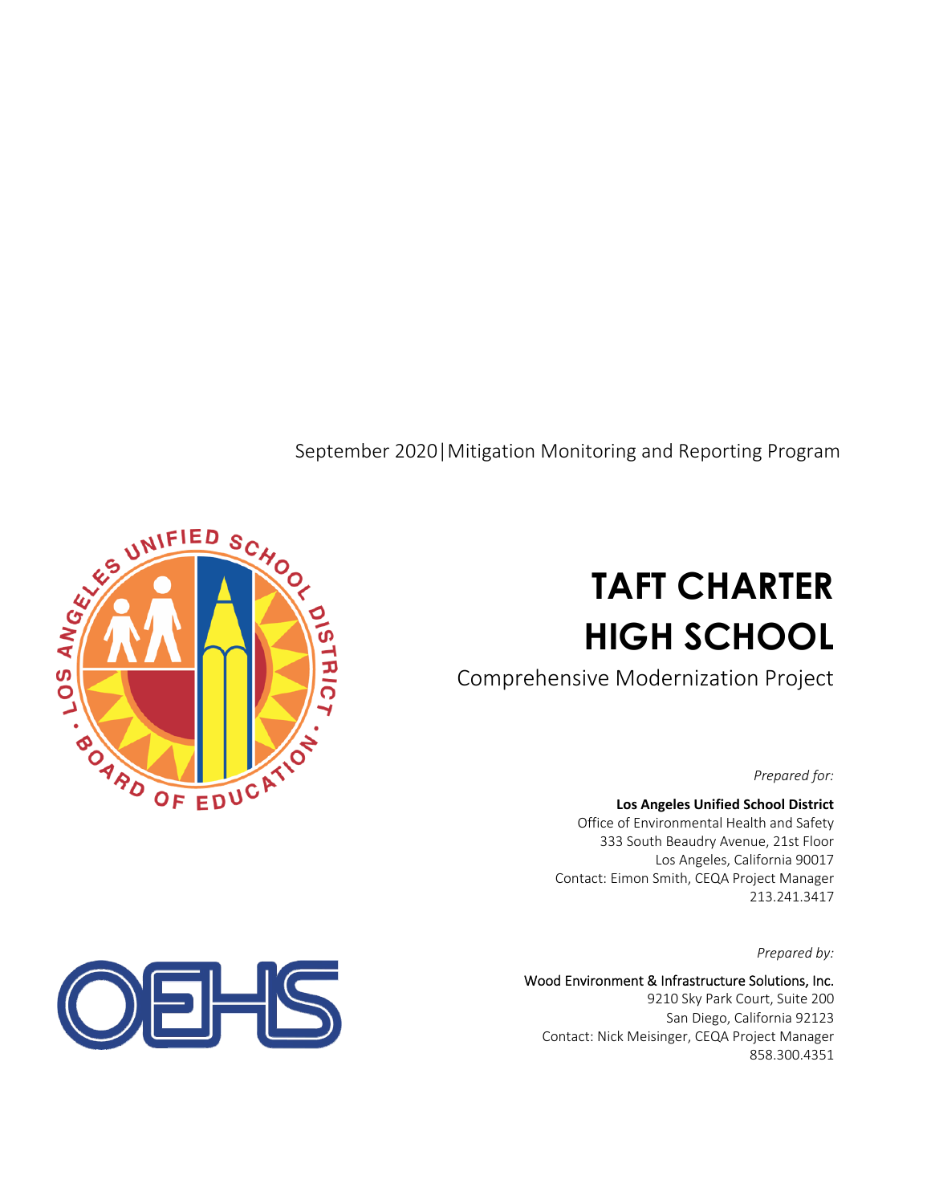September 2020 | Mitigation Monitoring and Reporting Program

# TAFT CHARTER HIGH SCHOOL

## Comprehensive Modernization Project

*Prepared for:*

**Los Angeles Unified School District**
Office of Environmental Health and Safety
333 South Beaudry Avenue, 21st Floor
Los Angeles, California 90017
Contact: Eimon Smith, CEQA Project Manager
213.241.3417

*Prepared by:*

Wood Environment & Infrastructure Solutions, Inc.
9210 Sky Park Court, Suite 200
San Diego, California 92123
Contact: Nick Meisinger, CEQA Project Manager
858.300.4351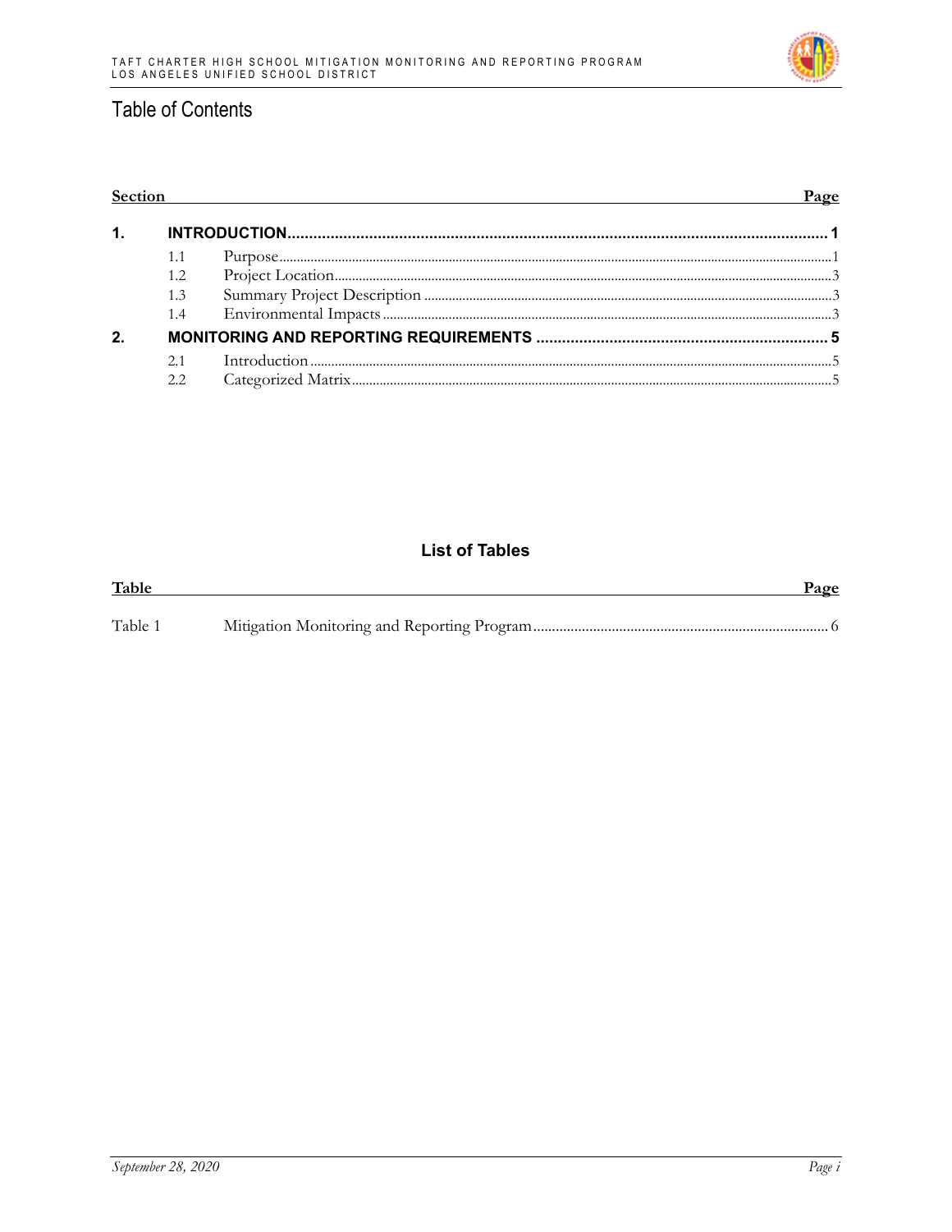# Table of Contents

| Section | | | Page |
|---|---|---|---|
| **1.** | **INTRODUCTION** | | **1** |
| | 1.1 | Purpose | 1 |
| | 1.2 | Project Location | 3 |
| | 1.3 | Summary Project Description | 3 |
| | 1.4 | Environmental Impacts | 3 |
| **2.** | **MONITORING AND REPORTING REQUIREMENTS** | | **5** |
| | 2.1 | Introduction | 5 |
| | 2.2 | Categorized Matrix | 5 |

## List of Tables

| Table | | Page |
|---|---|---|
| Table 1 | Mitigation Monitoring and Reporting Program | 6 |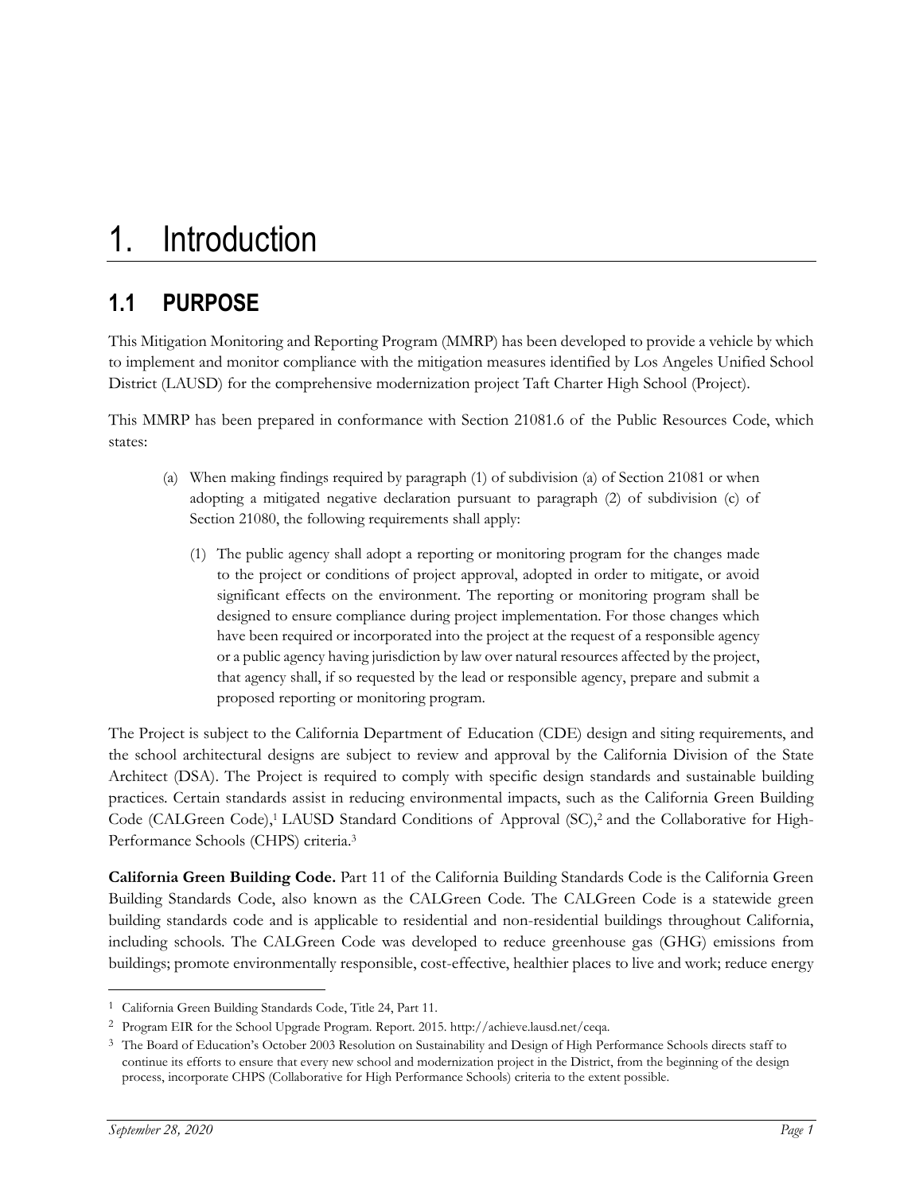# 1. Introduction

## 1.1 PURPOSE

This Mitigation Monitoring and Reporting Program (MMRP) has been developed to provide a vehicle by which to implement and monitor compliance with the mitigation measures identified by Los Angeles Unified School District (LAUSD) for the comprehensive modernization project Taft Charter High School (Project).

This MMRP has been prepared in conformance with Section 21081.6 of the Public Resources Code, which states:

> (a) When making findings required by paragraph (1) of subdivision (a) of Section 21081 or when adopting a mitigated negative declaration pursuant to paragraph (2) of subdivision (c) of Section 21080, the following requirements shall apply:
>
> (1) The public agency shall adopt a reporting or monitoring program for the changes made to the project or conditions of project approval, adopted in order to mitigate, or avoid significant effects on the environment. The reporting or monitoring program shall be designed to ensure compliance during project implementation. For those changes which have been required or incorporated into the project at the request of a responsible agency or a public agency having jurisdiction by law over natural resources affected by the project, that agency shall, if so requested by the lead or responsible agency, prepare and submit a proposed reporting or monitoring program.

The Project is subject to the California Department of Education (CDE) design and siting requirements, and the school architectural designs are subject to review and approval by the California Division of the State Architect (DSA). The Project is required to comply with specific design standards and sustainable building practices. Certain standards assist in reducing environmental impacts, such as the California Green Building Code (CALGreen Code),[1] LAUSD Standard Conditions of Approval (SC),[2] and the Collaborative for High-Performance Schools (CHPS) criteria.[3]

**California Green Building Code.** Part 11 of the California Building Standards Code is the California Green Building Standards Code, also known as the CALGreen Code. The CALGreen Code is a statewide green building standards code and is applicable to residential and non-residential buildings throughout California, including schools. The CALGreen Code was developed to reduce greenhouse gas (GHG) emissions from buildings; promote environmentally responsible, cost-effective, healthier places to live and work; reduce energy

---

[1] California Green Building Standards Code, Title 24, Part 11.

[2] Program EIR for the School Upgrade Program. Report. 2015. http://achieve.lausd.net/ceqa.

[3] The Board of Education's October 2003 Resolution on Sustainability and Design of High Performance Schools directs staff to continue its efforts to ensure that every new school and modernization project in the District, from the beginning of the design process, incorporate CHPS (Collaborative for High Performance Schools) criteria to the extent possible.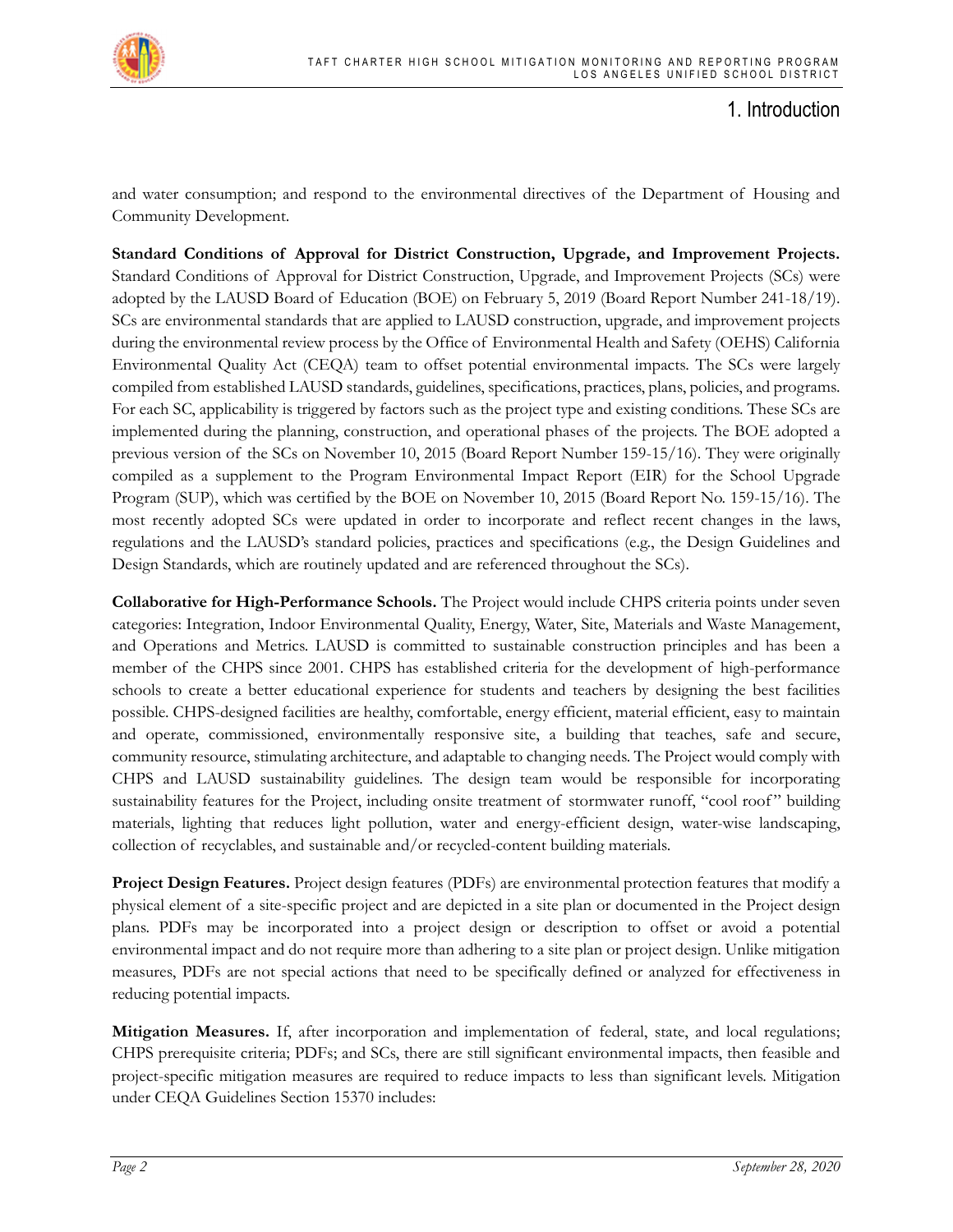and water consumption; and respond to the environmental directives of the Department of Housing and Community Development.

**Standard Conditions of Approval for District Construction, Upgrade, and Improvement Projects.** Standard Conditions of Approval for District Construction, Upgrade, and Improvement Projects (SCs) were adopted by the LAUSD Board of Education (BOE) on February 5, 2019 (Board Report Number 241-18/19). SCs are environmental standards that are applied to LAUSD construction, upgrade, and improvement projects during the environmental review process by the Office of Environmental Health and Safety (OEHS) California Environmental Quality Act (CEQA) team to offset potential environmental impacts. The SCs were largely compiled from established LAUSD standards, guidelines, specifications, practices, plans, policies, and programs. For each SC, applicability is triggered by factors such as the project type and existing conditions. These SCs are implemented during the planning, construction, and operational phases of the projects. The BOE adopted a previous version of the SCs on November 10, 2015 (Board Report Number 159-15/16). They were originally compiled as a supplement to the Program Environmental Impact Report (EIR) for the School Upgrade Program (SUP), which was certified by the BOE on November 10, 2015 (Board Report No. 159-15/16). The most recently adopted SCs were updated in order to incorporate and reflect recent changes in the laws, regulations and the LAUSD's standard policies, practices and specifications (e.g., the Design Guidelines and Design Standards, which are routinely updated and are referenced throughout the SCs).

**Collaborative for High-Performance Schools.** The Project would include CHPS criteria points under seven categories: Integration, Indoor Environmental Quality, Energy, Water, Site, Materials and Waste Management, and Operations and Metrics. LAUSD is committed to sustainable construction principles and has been a member of the CHPS since 2001. CHPS has established criteria for the development of high-performance schools to create a better educational experience for students and teachers by designing the best facilities possible. CHPS-designed facilities are healthy, comfortable, energy efficient, material efficient, easy to maintain and operate, commissioned, environmentally responsive site, a building that teaches, safe and secure, community resource, stimulating architecture, and adaptable to changing needs. The Project would comply with CHPS and LAUSD sustainability guidelines. The design team would be responsible for incorporating sustainability features for the Project, including onsite treatment of stormwater runoff, "cool roof" building materials, lighting that reduces light pollution, water and energy-efficient design, water-wise landscaping, collection of recyclables, and sustainable and/or recycled-content building materials.

**Project Design Features.** Project design features (PDFs) are environmental protection features that modify a physical element of a site-specific project and are depicted in a site plan or documented in the Project design plans. PDFs may be incorporated into a project design or description to offset or avoid a potential environmental impact and do not require more than adhering to a site plan or project design. Unlike mitigation measures, PDFs are not special actions that need to be specifically defined or analyzed for effectiveness in reducing potential impacts.

**Mitigation Measures.** If, after incorporation and implementation of federal, state, and local regulations; CHPS prerequisite criteria; PDFs; and SCs, there are still significant environmental impacts, then feasible and project-specific mitigation measures are required to reduce impacts to less than significant levels. Mitigation under CEQA Guidelines Section 15370 includes: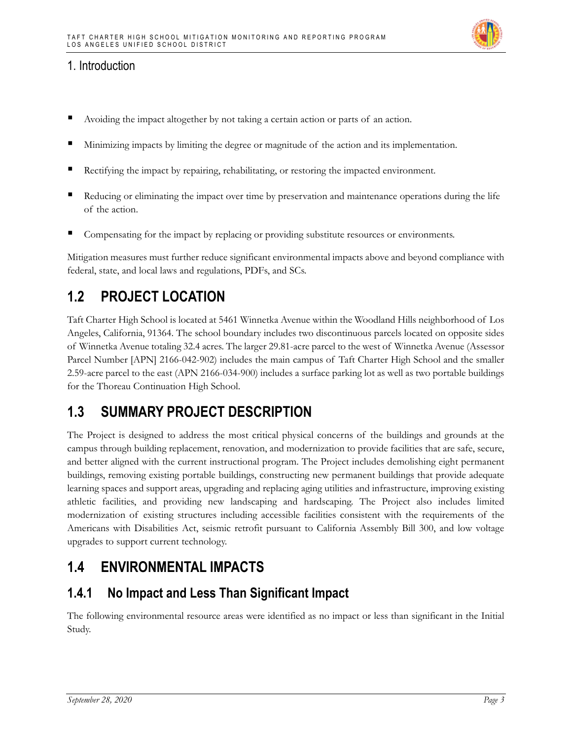- Avoiding the impact altogether by not taking a certain action or parts of an action.
- Minimizing impacts by limiting the degree or magnitude of the action and its implementation.
- Rectifying the impact by repairing, rehabilitating, or restoring the impacted environment.
- Reducing or eliminating the impact over time by preservation and maintenance operations during the life of the action.
- Compensating for the impact by replacing or providing substitute resources or environments.

Mitigation measures must further reduce significant environmental impacts above and beyond compliance with federal, state, and local laws and regulations, PDFs, and SCs.

## 1.2 PROJECT LOCATION

Taft Charter High School is located at 5461 Winnetka Avenue within the Woodland Hills neighborhood of Los Angeles, California, 91364. The school boundary includes two discontinuous parcels located on opposite sides of Winnetka Avenue totaling 32.4 acres. The larger 29.81-acre parcel to the west of Winnetka Avenue (Assessor Parcel Number [APN] 2166-042-902) includes the main campus of Taft Charter High School and the smaller 2.59-acre parcel to the east (APN 2166-034-900) includes a surface parking lot as well as two portable buildings for the Thoreau Continuation High School.

## 1.3 SUMMARY PROJECT DESCRIPTION

The Project is designed to address the most critical physical concerns of the buildings and grounds at the campus through building replacement, renovation, and modernization to provide facilities that are safe, secure, and better aligned with the current instructional program. The Project includes demolishing eight permanent buildings, removing existing portable buildings, constructing new permanent buildings that provide adequate learning spaces and support areas, upgrading and replacing aging utilities and infrastructure, improving existing athletic facilities, and providing new landscaping and hardscaping. The Project also includes limited modernization of existing structures including accessible facilities consistent with the requirements of the Americans with Disabilities Act, seismic retrofit pursuant to California Assembly Bill 300, and low voltage upgrades to support current technology.

## 1.4 ENVIRONMENTAL IMPACTS

### 1.4.1 No Impact and Less Than Significant Impact

The following environmental resource areas were identified as no impact or less than significant in the Initial Study.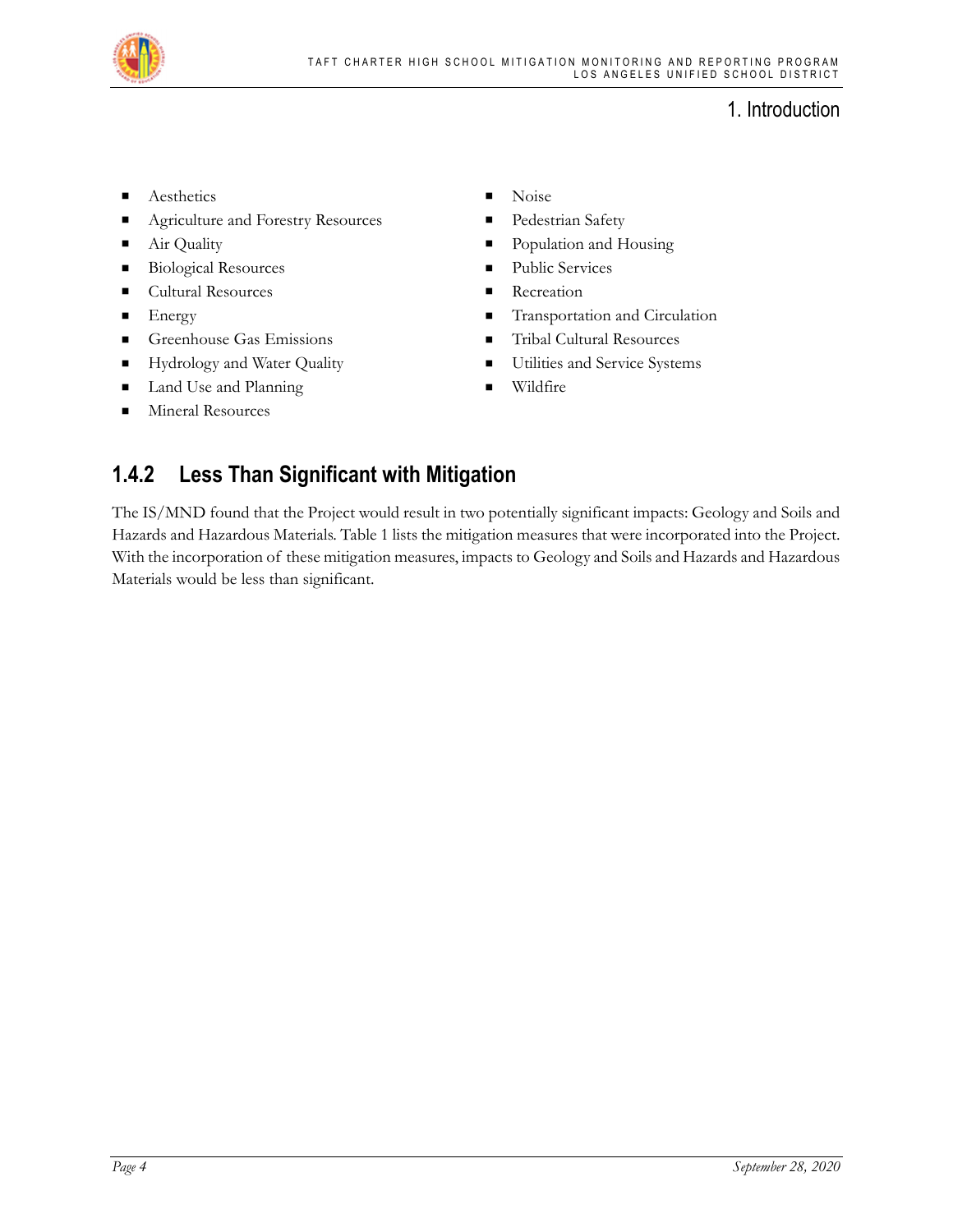- Aesthetics
- Agriculture and Forestry Resources
- Air Quality
- Biological Resources
- Cultural Resources
- Energy
- Greenhouse Gas Emissions
- Hydrology and Water Quality
- Land Use and Planning
- Mineral Resources
- Noise
- Pedestrian Safety
- Population and Housing
- Public Services
- Recreation
- Transportation and Circulation
- Tribal Cultural Resources
- Utilities and Service Systems
- Wildfire

### 1.4.2 Less Than Significant with Mitigation

The IS/MND found that the Project would result in two potentially significant impacts: Geology and Soils and Hazards and Hazardous Materials. Table 1 lists the mitigation measures that were incorporated into the Project. With the incorporation of these mitigation measures, impacts to Geology and Soils and Hazards and Hazardous Materials would be less than significant.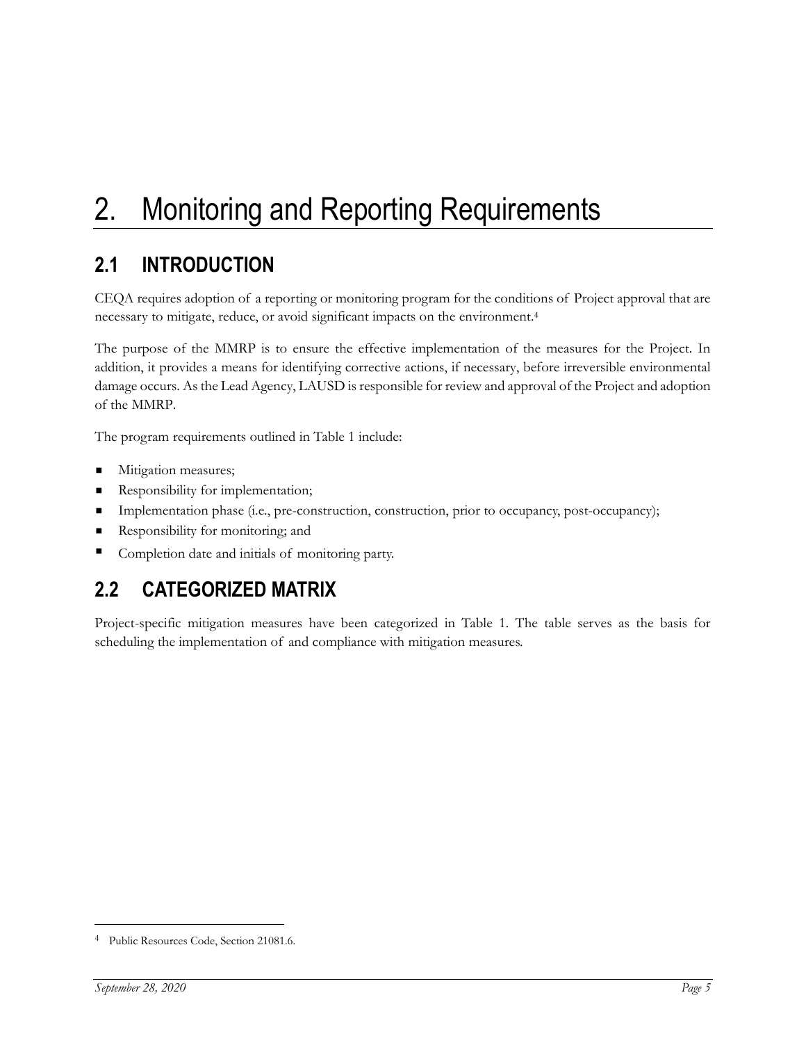# 2. Monitoring and Reporting Requirements

## 2.1 INTRODUCTION

CEQA requires adoption of a reporting or monitoring program for the conditions of Project approval that are necessary to mitigate, reduce, or avoid significant impacts on the environment.[4]

The purpose of the MMRP is to ensure the effective implementation of the measures for the Project. In addition, it provides a means for identifying corrective actions, if necessary, before irreversible environmental damage occurs. As the Lead Agency, LAUSD is responsible for review and approval of the Project and adoption of the MMRP.

The program requirements outlined in Table 1 include:

- Mitigation measures;
- Responsibility for implementation;
- Implementation phase (i.e., pre-construction, construction, prior to occupancy, post-occupancy);
- Responsibility for monitoring; and
- Completion date and initials of monitoring party.

## 2.2 CATEGORIZED MATRIX

Project-specific mitigation measures have been categorized in Table 1. The table serves as the basis for scheduling the implementation of and compliance with mitigation measures.

[4] Public Resources Code, Section 21081.6.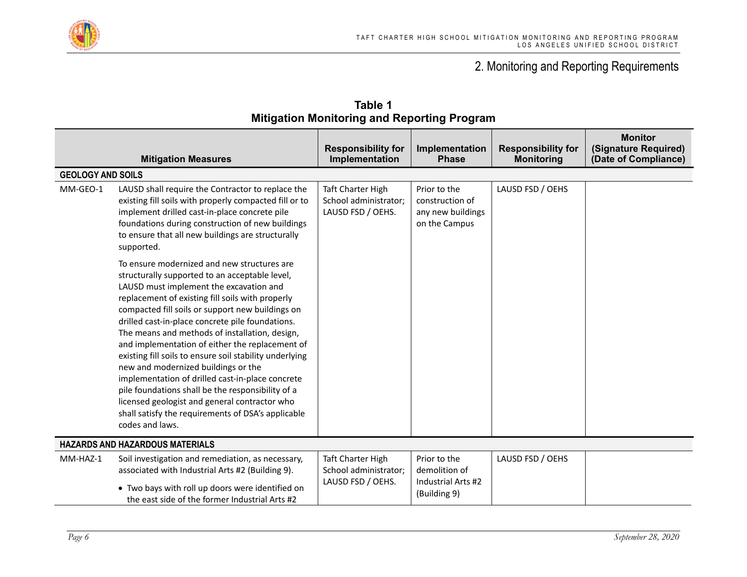## 2. Monitoring and Reporting Requirements

**Table 1**
**Mitigation Monitoring and Reporting Program**

| | Mitigation Measures | Responsibility for Implementation | Implementation Phase | Responsibility for Monitoring | Monitor (Signature Required) (Date of Compliance) |
|---|---|---|---|---|---|
| **GEOLOGY AND SOILS** | | | | | |
| MM-GEO-1 | LAUSD shall require the Contractor to replace the existing fill soils with properly compacted fill or to implement drilled cast-in-place concrete pile foundations during construction of new buildings to ensure that all new buildings are structurally supported.<br><br>To ensure modernized and new structures are structurally supported to an acceptable level, LAUSD must implement the excavation and replacement of existing fill soils with properly compacted fill soils or support new buildings on drilled cast-in-place concrete pile foundations. The means and methods of installation, design, and implementation of either the replacement of existing fill soils to ensure soil stability underlying new and modernized buildings or the implementation of drilled cast-in-place concrete pile foundations shall be the responsibility of a licensed geologist and general contractor who shall satisfy the requirements of DSA's applicable codes and laws. | Taft Charter High School administrator; LAUSD FSD / OEHS. | Prior to the construction of any new buildings on the Campus | LAUSD FSD / OEHS | |
| **HAZARDS AND HAZARDOUS MATERIALS** | | | | | |
| MM-HAZ-1 | Soil investigation and remediation, as necessary, associated with Industrial Arts #2 (Building 9).<br><br>• Two bays with roll up doors were identified on the east side of the former Industrial Arts #2 | Taft Charter High School administrator; LAUSD FSD / OEHS. | Prior to the demolition of Industrial Arts #2 (Building 9) | LAUSD FSD / OEHS | |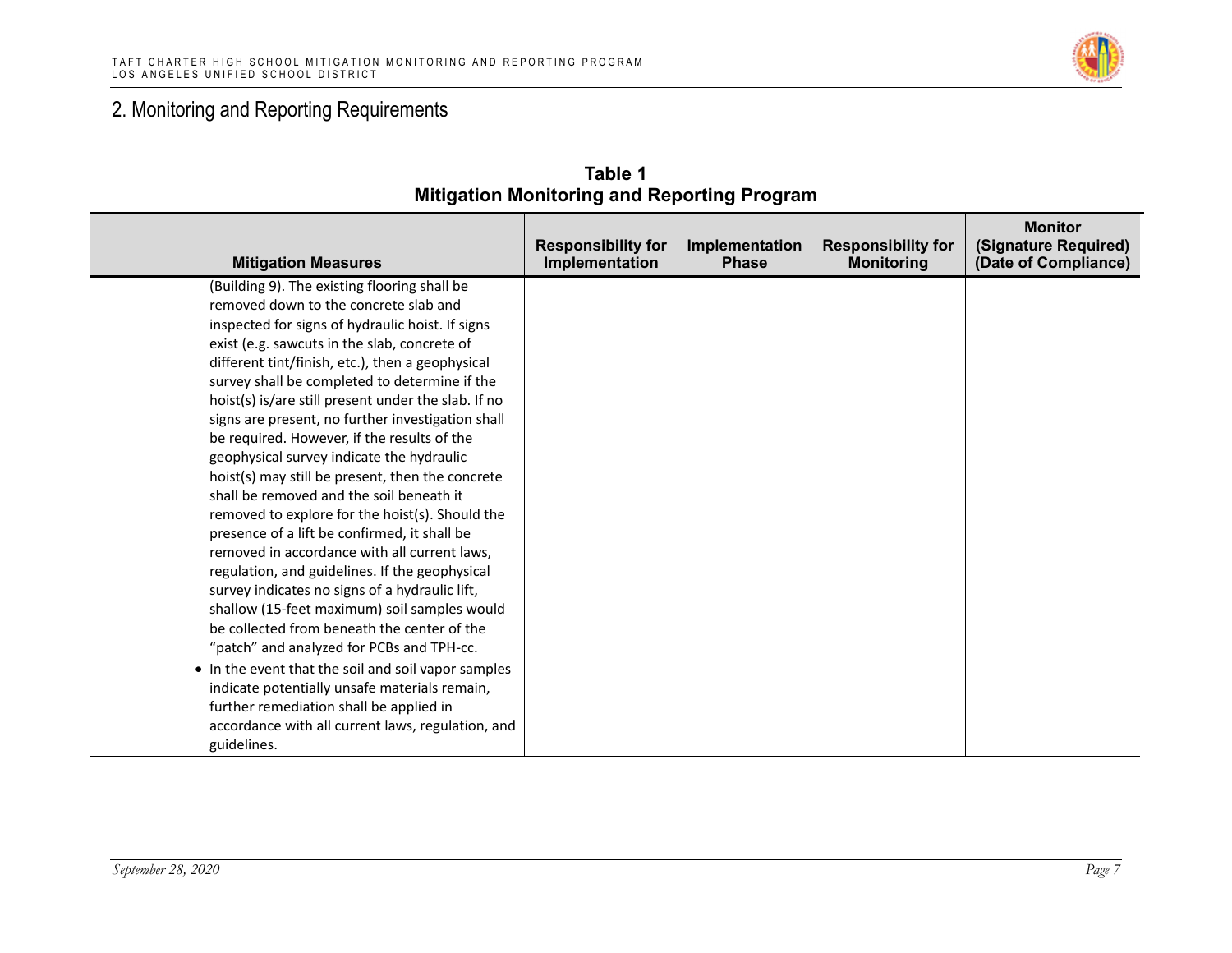## 2. Monitoring and Reporting Requirements

**Table 1**
**Mitigation Monitoring and Reporting Program**

| Mitigation Measures | Responsibility for Implementation | Implementation Phase | Responsibility for Monitoring | Monitor (Signature Required) (Date of Compliance) |
|---|---|---|---|---|
| (Building 9). The existing flooring shall be removed down to the concrete slab and inspected for signs of hydraulic hoist. If signs exist (e.g. sawcuts in the slab, concrete of different tint/finish, etc.), then a geophysical survey shall be completed to determine if the hoist(s) is/are still present under the slab. If no signs are present, no further investigation shall be required. However, if the results of the geophysical survey indicate the hydraulic hoist(s) may still be present, then the concrete shall be removed and the soil beneath it removed to explore for the hoist(s). Should the presence of a lift be confirmed, it shall be removed in accordance with all current laws, regulation, and guidelines. If the geophysical survey indicates no signs of a hydraulic lift, shallow (15-feet maximum) soil samples would be collected from beneath the center of the "patch" and analyzed for PCBs and TPH-cc.<br>• In the event that the soil and soil vapor samples indicate potentially unsafe materials remain, further remediation shall be applied in accordance with all current laws, regulation, and guidelines. | | | | |

*September 28, 2020*